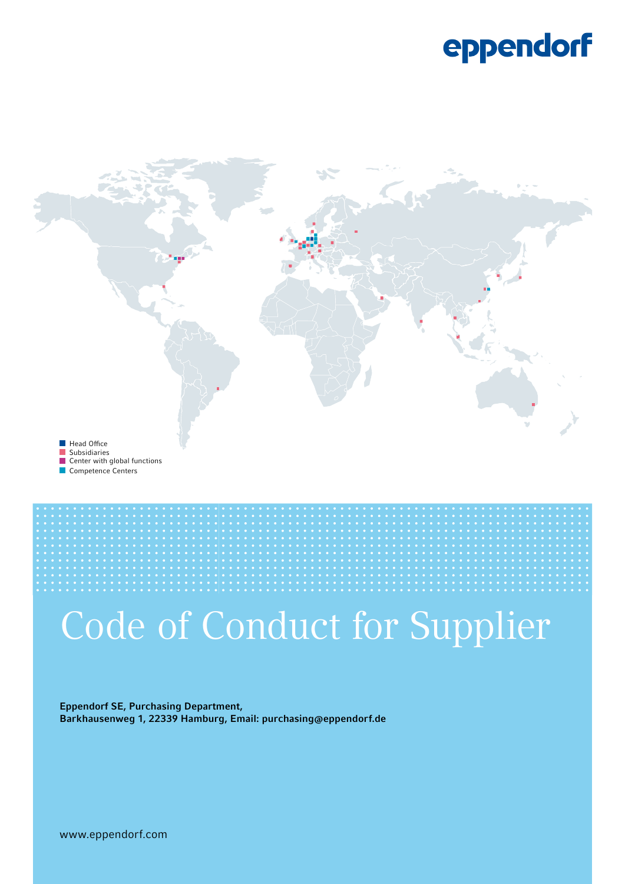eppendorf

Head Office
Subsidiaries
Center with global functions
Competence Centers

# Code of Conduct for Supplier

**Eppendorf SE, Purchasing Department,**
**Barkhausenweg 1, 22339 Hamburg, Email: purchasing@eppendorf.de**

www.eppendorf.com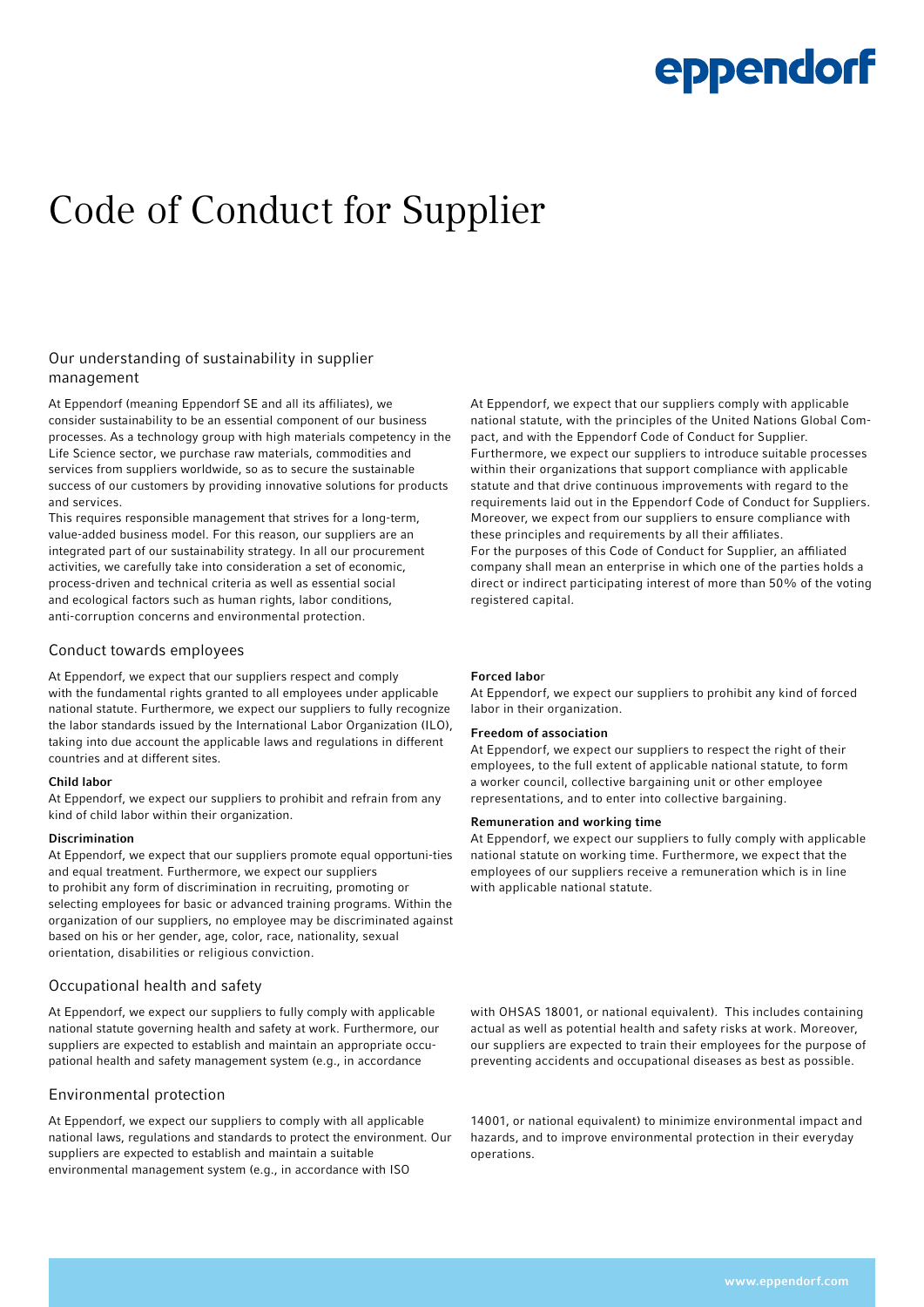# Code of Conduct for Supplier

## Our understanding of sustainability in supplier management

At Eppendorf (meaning Eppendorf SE and all its affiliates), we consider sustainability to be an essential component of our business processes. As a technology group with high materials competency in the Life Science sector, we purchase raw materials, commodities and services from suppliers worldwide, so as to secure the sustainable success of our customers by providing innovative solutions for products and services.

This requires responsible management that strives for a long-term, value-added business model. For this reason, our suppliers are an integrated part of our sustainability strategy. In all our procurement activities, we carefully take into consideration a set of economic, process-driven and technical criteria as well as essential social and ecological factors such as human rights, labor conditions, anti-corruption concerns and environmental protection.

At Eppendorf, we expect that our suppliers comply with applicable national statute, with the principles of the United Nations Global Compact, and with the Eppendorf Code of Conduct for Supplier. Furthermore, we expect our suppliers to introduce suitable processes within their organizations that support compliance with applicable statute and that drive continuous improvements with regard to the requirements laid out in the Eppendorf Code of Conduct for Suppliers. Moreover, we expect from our suppliers to ensure compliance with these principles and requirements by all their affiliates.

For the purposes of this Code of Conduct for Supplier, an affiliated company shall mean an enterprise in which one of the parties holds a direct or indirect participating interest of more than 50% of the voting registered capital.

## Conduct towards employees

At Eppendorf, we expect that our suppliers respect and comply with the fundamental rights granted to all employees under applicable national statute. Furthermore, we expect our suppliers to fully recognize the labor standards issued by the International Labor Organization (ILO), taking into due account the applicable laws and regulations in different countries and at different sites.

### Child labor

At Eppendorf, we expect our suppliers to prohibit and refrain from any kind of child labor within their organization.

### Discrimination

At Eppendorf, we expect that our suppliers promote equal opportuni-ties and equal treatment. Furthermore, we expect our suppliers to prohibit any form of discrimination in recruiting, promoting or selecting employees for basic or advanced training programs. Within the organization of our suppliers, no employee may be discriminated against based on his or her gender, age, color, race, nationality, sexual orientation, disabilities or religious conviction.

### Forced labor

At Eppendorf, we expect our suppliers to prohibit any kind of forced labor in their organization.

### Freedom of association

At Eppendorf, we expect our suppliers to respect the right of their employees, to the full extent of applicable national statute, to form a worker council, collective bargaining unit or other employee representations, and to enter into collective bargaining.

### Remuneration and working time

At Eppendorf, we expect our suppliers to fully comply with applicable national statute on working time. Furthermore, we expect that the employees of our suppliers receive a remuneration which is in line with applicable national statute.

## Occupational health and safety

At Eppendorf, we expect our suppliers to fully comply with applicable national statute governing health and safety at work. Furthermore, our suppliers are expected to establish and maintain an appropriate occupational health and safety management system (e.g., in accordance with OHSAS 18001, or national equivalent). This includes containing actual as well as potential health and safety risks at work. Moreover, our suppliers are expected to train their employees for the purpose of preventing accidents and occupational diseases as best as possible.

## Environmental protection

At Eppendorf, we expect our suppliers to comply with all applicable national laws, regulations and standards to protect the environment. Our suppliers are expected to establish and maintain a suitable environmental management system (e.g., in accordance with ISO 14001, or national equivalent) to minimize environmental impact and hazards, and to improve environmental protection in their everyday operations.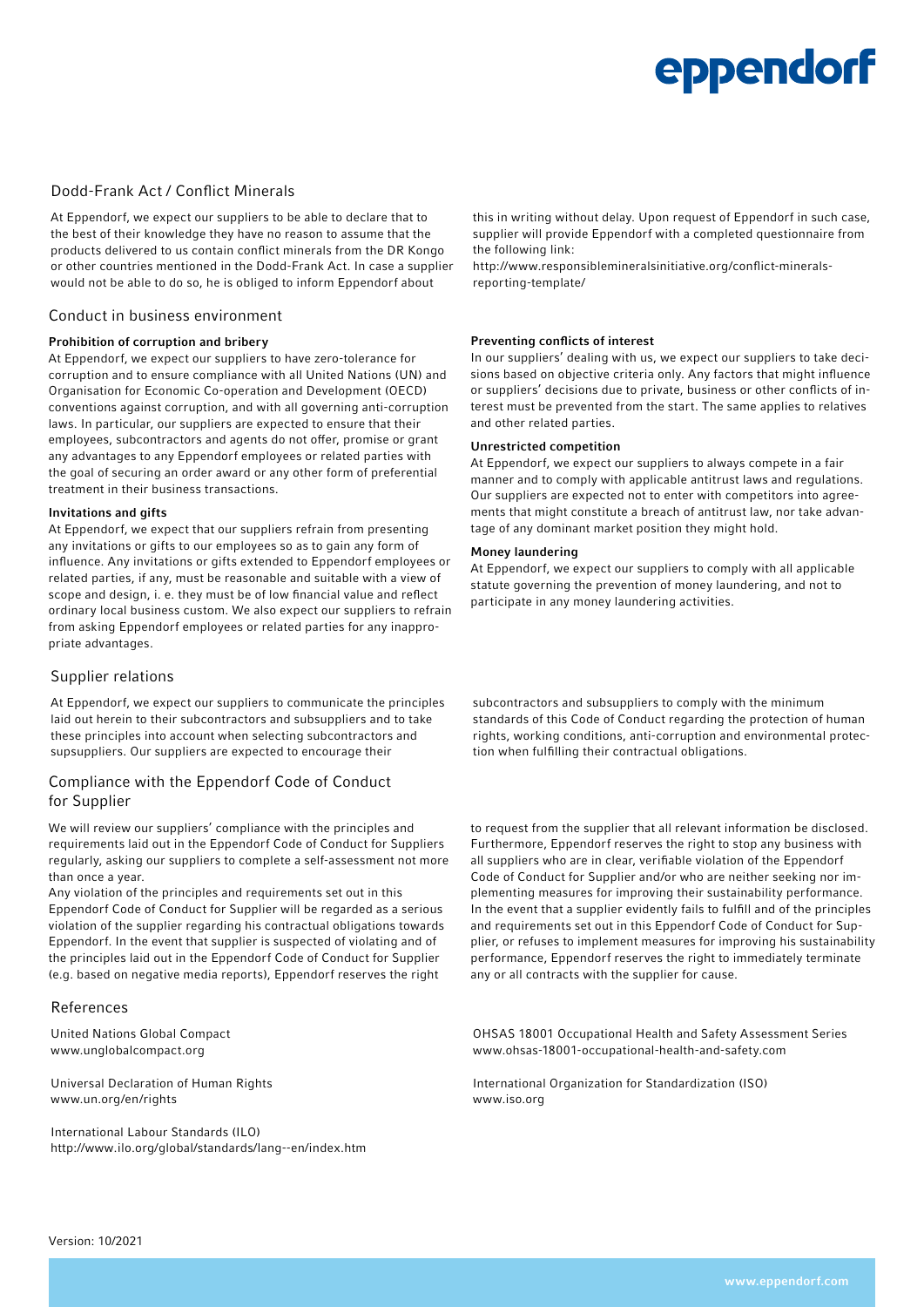## Dodd-Frank Act / Conflict Minerals

At Eppendorf, we expect our suppliers to be able to declare that to the best of their knowledge they have no reason to assume that the products delivered to us contain conflict minerals from the DR Kongo or other countries mentioned in the Dodd-Frank Act. In case a supplier would not be able to do so, he is obliged to inform Eppendorf about this in writing without delay. Upon request of Eppendorf in such case, supplier will provide Eppendorf with a completed questionnaire from the following link:
http://www.responsiblemineralsinitiative.org/conflict-minerals-reporting-template/

## Conduct in business environment

### Prohibition of corruption and bribery

At Eppendorf, we expect our suppliers to have zero-tolerance for corruption and to ensure compliance with all United Nations (UN) and Organisation for Economic Co-operation and Development (OECD) conventions against corruption, and with all governing anti-corruption laws. In particular, our suppliers are expected to ensure that their employees, subcontractors and agents do not offer, promise or grant any advantages to any Eppendorf employees or related parties with the goal of securing an order award or any other form of preferential treatment in their business transactions.

### Invitations and gifts

At Eppendorf, we expect that our suppliers refrain from presenting any invitations or gifts to our employees so as to gain any form of influence. Any invitations or gifts extended to Eppendorf employees or related parties, if any, must be reasonable and suitable with a view of scope and design, i. e. they must be of low financial value and reflect ordinary local business custom. We also expect our suppliers to refrain from asking Eppendorf employees or related parties for any inappropriate advantages.

### Preventing conflicts of interest

In our suppliers' dealing with us, we expect our suppliers to take decisions based on objective criteria only. Any factors that might influence or suppliers' decisions due to private, business or other conflicts of interest must be prevented from the start. The same applies to relatives and other related parties.

### Unrestricted competition

At Eppendorf, we expect our suppliers to always compete in a fair manner and to comply with applicable antitrust laws and regulations. Our suppliers are expected not to enter with competitors into agreements that might constitute a breach of antitrust law, nor take advantage of any dominant market position they might hold.

### Money laundering

At Eppendorf, we expect our suppliers to comply with all applicable statute governing the prevention of money laundering, and not to participate in any money laundering activities.

## Supplier relations

At Eppendorf, we expect our suppliers to communicate the principles laid out herein to their subcontractors and subsuppliers and to take these principles into account when selecting subcontractors and supsuppliers. Our suppliers are expected to encourage their subcontractors and subsuppliers to comply with the minimum standards of this Code of Conduct regarding the protection of human rights, working conditions, anti-corruption and environmental protection when fulfilling their contractual obligations.

## Compliance with the Eppendorf Code of Conduct for Supplier

We will review our suppliers' compliance with the principles and requirements laid out in the Eppendorf Code of Conduct for Suppliers regularly, asking our suppliers to complete a self-assessment not more than once a year.

Any violation of the principles and requirements set out in this Eppendorf Code of Conduct for Supplier will be regarded as a serious violation of the supplier regarding his contractual obligations towards Eppendorf. In the event that supplier is suspected of violating and of the principles laid out in the Eppendorf Code of Conduct for Supplier (e.g. based on negative media reports), Eppendorf reserves the right to request from the supplier that all relevant information be disclosed. Furthermore, Eppendorf reserves the right to stop any business with all suppliers who are in clear, verifiable violation of the Eppendorf Code of Conduct for Supplier and/or who are neither seeking nor implementing measures for improving their sustainability performance. In the event that a supplier evidently fails to fulfill and of the principles and requirements set out in this Eppendorf Code of Conduct for Supplier, or refuses to implement measures for improving his sustainability performance, Eppendorf reserves the right to immediately terminate any or all contracts with the supplier for cause.

## References

United Nations Global Compact
www.unglobalcompact.org

Universal Declaration of Human Rights
www.un.org/en/rights

International Labour Standards (ILO)
http://www.ilo.org/global/standards/lang--en/index.htm

OHSAS 18001 Occupational Health and Safety Assessment Series
www.ohsas-18001-occupational-health-and-safety.com

International Organization for Standardization (ISO)
www.iso.org

Version: 10/2021